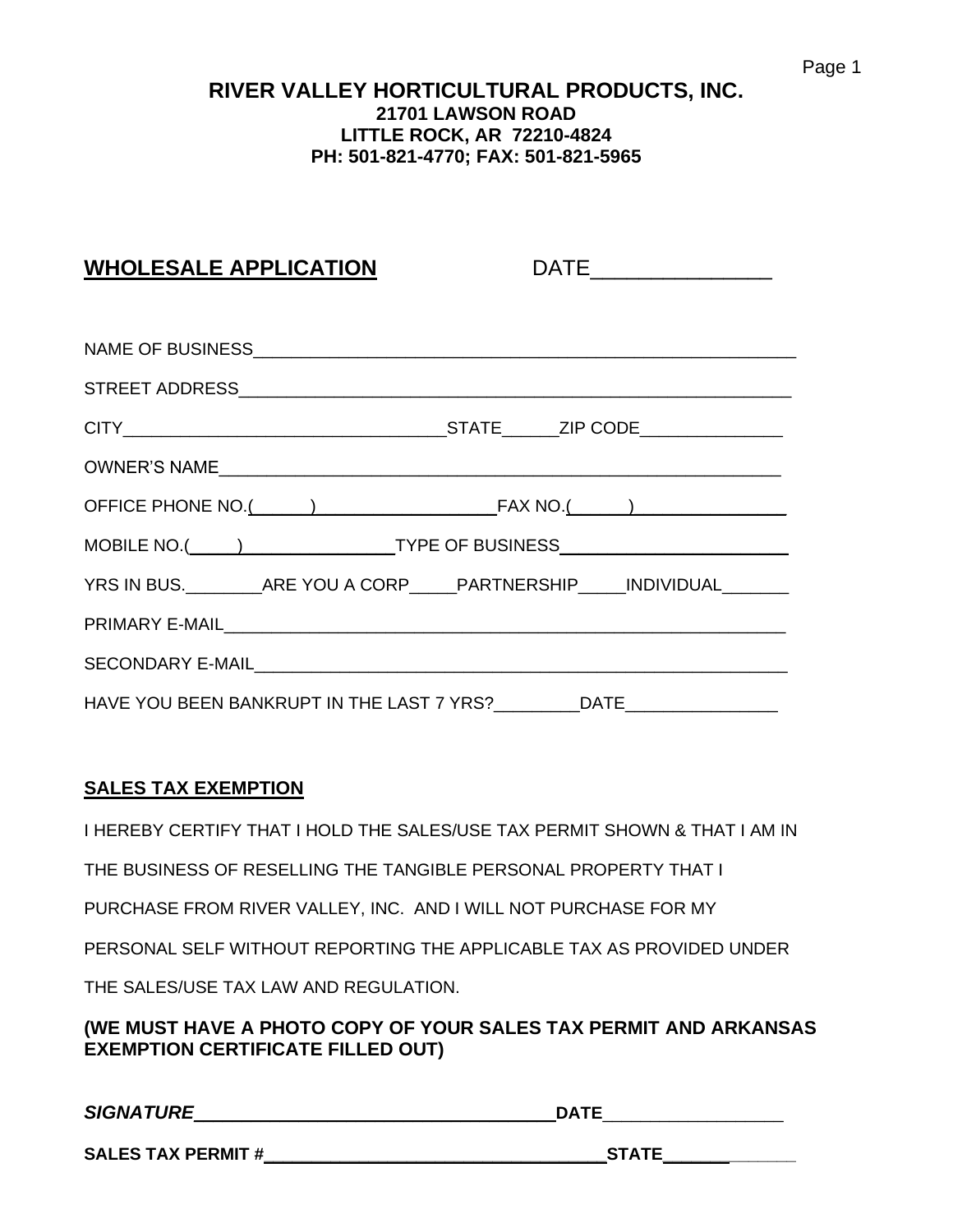**RIVER VALLEY HORTICULTURAL PRODUCTS, INC.**
**21701 LAWSON ROAD**
**LITTLE ROCK, AR 72210-4824**
**PH: 501-821-4770; FAX: 501-821-5965**

## WHOLESALE APPLICATION

DATE_______________

NAME OF BUSINESS_________________________________________________________

STREET ADDRESS__________________________________________________________

CITY_________________________________STATE______ZIP CODE_______________

OWNER'S NAME____________________________________________________________

OFFICE PHONE NO.(______)____________________FAX NO.(______)________________

MOBILE NO.(_____)_________________TYPE OF BUSINESS________________________

YRS IN BUS.________ARE YOU A CORP_____PARTNERSHIP_____INDIVIDUAL_______

PRIMARY E-MAIL___________________________________________________________

SECONDARY E-MAIL_________________________________________________________

HAVE YOU BEEN BANKRUPT IN THE LAST 7 YRS?_________DATE________________

## SALES TAX EXEMPTION

I HEREBY CERTIFY THAT I HOLD THE SALES/USE TAX PERMIT SHOWN & THAT I AM IN THE BUSINESS OF RESELLING THE TANGIBLE PERSONAL PROPERTY THAT I PURCHASE FROM RIVER VALLEY, INC. AND I WILL NOT PURCHASE FOR MY PERSONAL SELF WITHOUT REPORTING THE APPLICABLE TAX AS PROVIDED UNDER THE SALES/USE TAX LAW AND REGULATION.

**(WE MUST HAVE A PHOTO COPY OF YOUR SALES TAX PERMIT AND ARKANSAS EXEMPTION CERTIFICATE FILLED OUT)**

***SIGNATURE*___________________________________** **DATE**__________________

**SALES TAX PERMIT #___________________________________STATE______________**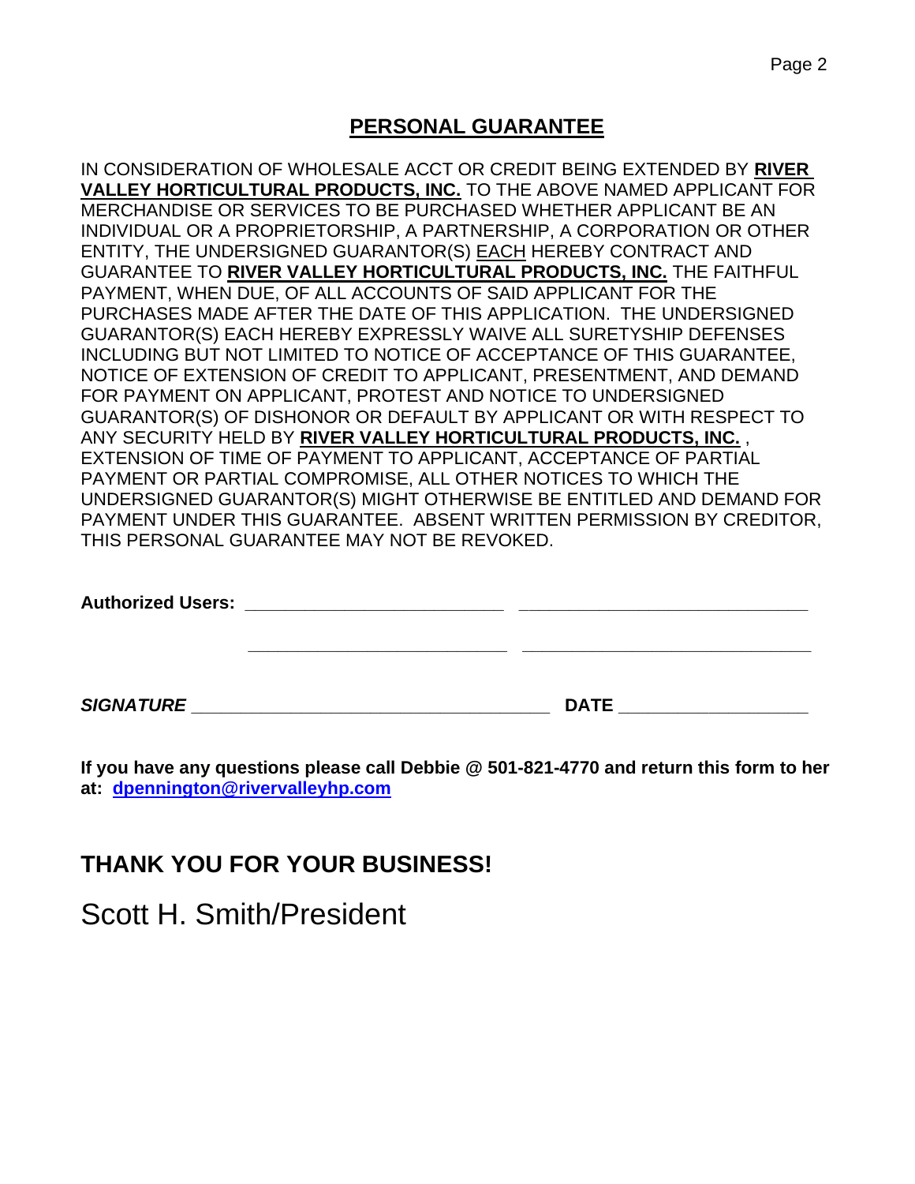## PERSONAL GUARANTEE

IN CONSIDERATION OF WHOLESALE ACCT OR CREDIT BEING EXTENDED BY **RIVER VALLEY HORTICULTURAL PRODUCTS, INC.** TO THE ABOVE NAMED APPLICANT FOR MERCHANDISE OR SERVICES TO BE PURCHASED WHETHER APPLICANT BE AN INDIVIDUAL OR A PROPRIETORSHIP, A PARTNERSHIP, A CORPORATION OR OTHER ENTITY, THE UNDERSIGNED GUARANTOR(S) EACH HEREBY CONTRACT AND GUARANTEE TO **RIVER VALLEY HORTICULTURAL PRODUCTS, INC.** THE FAITHFUL PAYMENT, WHEN DUE, OF ALL ACCOUNTS OF SAID APPLICANT FOR THE PURCHASES MADE AFTER THE DATE OF THIS APPLICATION. THE UNDERSIGNED GUARANTOR(S) EACH HEREBY EXPRESSLY WAIVE ALL SURETYSHIP DEFENSES INCLUDING BUT NOT LIMITED TO NOTICE OF ACCEPTANCE OF THIS GUARANTEE, NOTICE OF EXTENSION OF CREDIT TO APPLICANT, PRESENTMENT, AND DEMAND FOR PAYMENT ON APPLICANT, PROTEST AND NOTICE TO UNDERSIGNED GUARANTOR(S) OF DISHONOR OR DEFAULT BY APPLICANT OR WITH RESPECT TO ANY SECURITY HELD BY **RIVER VALLEY HORTICULTURAL PRODUCTS, INC.** , EXTENSION OF TIME OF PAYMENT TO APPLICANT, ACCEPTANCE OF PARTIAL PAYMENT OR PARTIAL COMPROMISE, ALL OTHER NOTICES TO WHICH THE UNDERSIGNED GUARANTOR(S) MIGHT OTHERWISE BE ENTITLED AND DEMAND FOR PAYMENT UNDER THIS GUARANTEE. ABSENT WRITTEN PERMISSION BY CREDITOR, THIS PERSONAL GUARANTEE MAY NOT BE REVOKED.

**Authorized Users:** ___________________________ ______________________________

___________________________ ______________________________

***SIGNATURE*** _____________________________________ **DATE** ___________________

**If you have any questions please call Debbie @ 501-821-4770 and return this form to her at: dpennington@rivervalleyhp.com**

## THANK YOU FOR YOUR BUSINESS!

Scott H. Smith/President